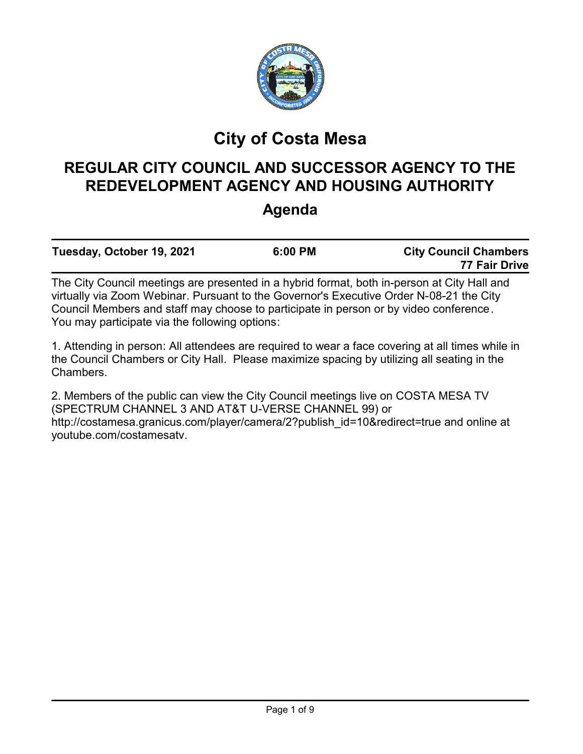# City of Costa Mesa

## REGULAR CITY COUNCIL AND SUCCESSOR AGENCY TO THE REDEVELOPMENT AGENCY AND HOUSING AUTHORITY

## Agenda

| Tuesday, October 19, 2021 | 6:00 PM | City Council Chambers 77 Fair Drive |
|---|---|---|

The City Council meetings are presented in a hybrid format, both in-person at City Hall and virtually via Zoom Webinar. Pursuant to the Governor's Executive Order N-08-21 the City Council Members and staff may choose to participate in person or by video conference. You may participate via the following options:

1. Attending in person: All attendees are required to wear a face covering at all times while in the Council Chambers or City Hall. Please maximize spacing by utilizing all seating in the Chambers.

2. Members of the public can view the City Council meetings live on COSTA MESA TV (SPECTRUM CHANNEL 3 AND AT&T U-VERSE CHANNEL 99) or http://costamesa.granicus.com/player/camera/2?publish_id=10&redirect=true and online at youtube.com/costamesatv.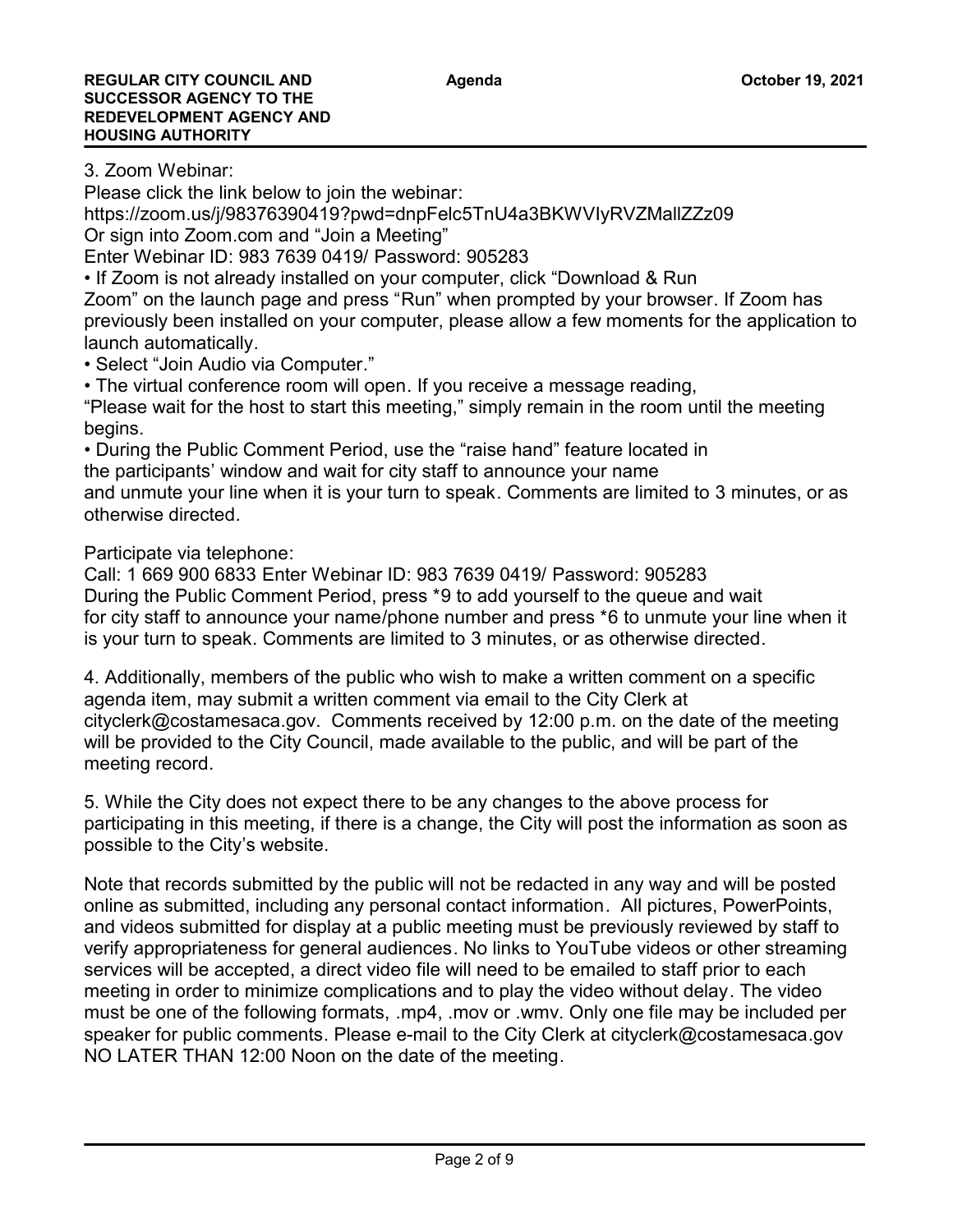3. Zoom Webinar:

Please click the link below to join the webinar:

https://zoom.us/j/98376390419?pwd=dnpFelc5TnU4a3BKWVIyRVZMallZZz09

Or sign into Zoom.com and "Join a Meeting"

Enter Webinar ID: 983 7639 0419/ Password: 905283

- If Zoom is not already installed on your computer, click "Download & Run Zoom" on the launch page and press "Run" when prompted by your browser. If Zoom has previously been installed on your computer, please allow a few moments for the application to launch automatically.
- Select "Join Audio via Computer."
- The virtual conference room will open. If you receive a message reading, "Please wait for the host to start this meeting," simply remain in the room until the meeting begins.
- During the Public Comment Period, use the "raise hand" feature located in the participants' window and wait for city staff to announce your name and unmute your line when it is your turn to speak. Comments are limited to 3 minutes, or as otherwise directed.

Participate via telephone:

Call: 1 669 900 6833 Enter Webinar ID: 983 7639 0419/ Password: 905283

During the Public Comment Period, press *9 to add yourself to the queue and wait for city staff to announce your name/phone number and press *6 to unmute your line when it is your turn to speak. Comments are limited to 3 minutes, or as otherwise directed.

4. Additionally, members of the public who wish to make a written comment on a specific agenda item, may submit a written comment via email to the City Clerk at cityclerk@costamesaca.gov. Comments received by 12:00 p.m. on the date of the meeting will be provided to the City Council, made available to the public, and will be part of the meeting record.

5. While the City does not expect there to be any changes to the above process for participating in this meeting, if there is a change, the City will post the information as soon as possible to the City's website.

Note that records submitted by the public will not be redacted in any way and will be posted online as submitted, including any personal contact information. All pictures, PowerPoints, and videos submitted for display at a public meeting must be previously reviewed by staff to verify appropriateness for general audiences. No links to YouTube videos or other streaming services will be accepted, a direct video file will need to be emailed to staff prior to each meeting in order to minimize complications and to play the video without delay. The video must be one of the following formats, .mp4, .mov or .wmv. Only one file may be included per speaker for public comments. Please e-mail to the City Clerk at cityclerk@costamesaca.gov NO LATER THAN 12:00 Noon on the date of the meeting.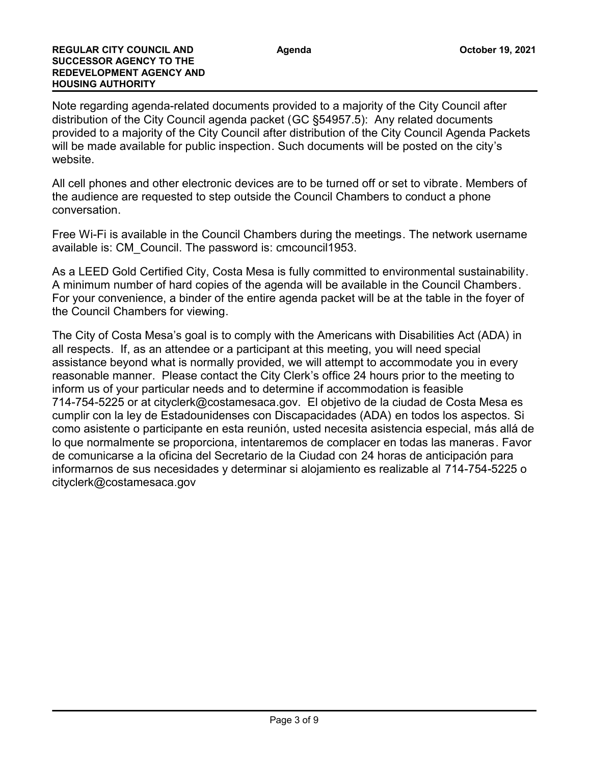Note regarding agenda-related documents provided to a majority of the City Council after distribution of the City Council agenda packet (GC §54957.5): Any related documents provided to a majority of the City Council after distribution of the City Council Agenda Packets will be made available for public inspection. Such documents will be posted on the city's website.

All cell phones and other electronic devices are to be turned off or set to vibrate. Members of the audience are requested to step outside the Council Chambers to conduct a phone conversation.

Free Wi-Fi is available in the Council Chambers during the meetings. The network username available is: CM_Council. The password is: cmcouncil1953.

As a LEED Gold Certified City, Costa Mesa is fully committed to environmental sustainability. A minimum number of hard copies of the agenda will be available in the Council Chambers. For your convenience, a binder of the entire agenda packet will be at the table in the foyer of the Council Chambers for viewing.

The City of Costa Mesa's goal is to comply with the Americans with Disabilities Act (ADA) in all respects. If, as an attendee or a participant at this meeting, you will need special assistance beyond what is normally provided, we will attempt to accommodate you in every reasonable manner. Please contact the City Clerk's office 24 hours prior to the meeting to inform us of your particular needs and to determine if accommodation is feasible 714-754-5225 or at cityclerk@costamesaca.gov. El objetivo de la ciudad de Costa Mesa es cumplir con la ley de Estadounidenses con Discapacidades (ADA) en todos los aspectos. Si como asistente o participante en esta reunión, usted necesita asistencia especial, más allá de lo que normalmente se proporciona, intentaremos de complacer en todas las maneras. Favor de comunicarse a la oficina del Secretario de la Ciudad con 24 horas de anticipación para informarnos de sus necesidades y determinar si alojamiento es realizable al 714-754-5225 o cityclerk@costamesaca.gov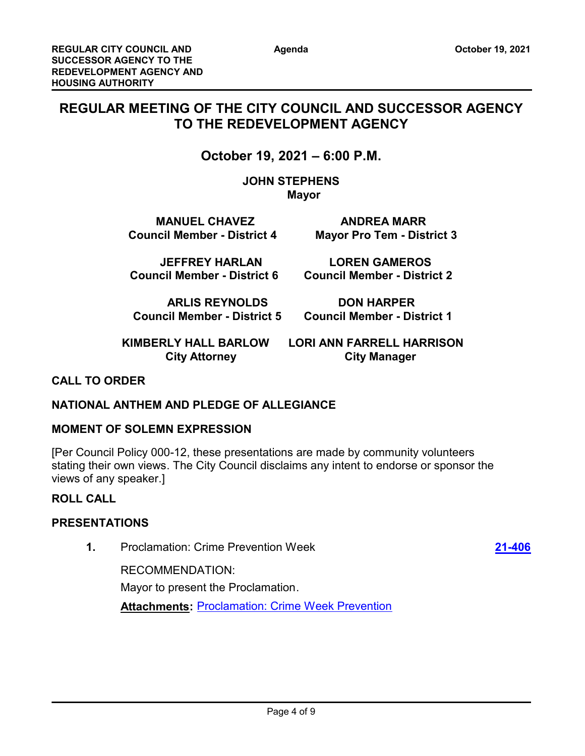# REGULAR MEETING OF THE CITY COUNCIL AND SUCCESSOR AGENCY TO THE REDEVELOPMENT AGENCY

## October 19, 2021 – 6:00 P.M.

**JOHN STEPHENS**
**Mayor**

**MANUEL CHAVEZ**
**Council Member - District 4**

**ANDREA MARR**
**Mayor Pro Tem - District 3**

**JEFFREY HARLAN**
**Council Member - District 6**

**LOREN GAMEROS**
**Council Member - District 2**

**ARLIS REYNOLDS**
**Council Member - District 5**

**DON HARPER**
**Council Member - District 1**

**KIMBERLY HALL BARLOW**
**City Attorney**

**LORI ANN FARRELL HARRISON**
**City Manager**

### CALL TO ORDER

### NATIONAL ANTHEM AND PLEDGE OF ALLEGIANCE

### MOMENT OF SOLEMN EXPRESSION

[Per Council Policy 000-12, these presentations are made by community volunteers stating their own views. The City Council disclaims any intent to endorse or sponsor the views of any speaker.]

### ROLL CALL

### PRESENTATIONS

**1.** Proclamation: Crime Prevention Week **21-406**

RECOMMENDATION:

Mayor to present the Proclamation.

**Attachments:** Proclamation: Crime Week Prevention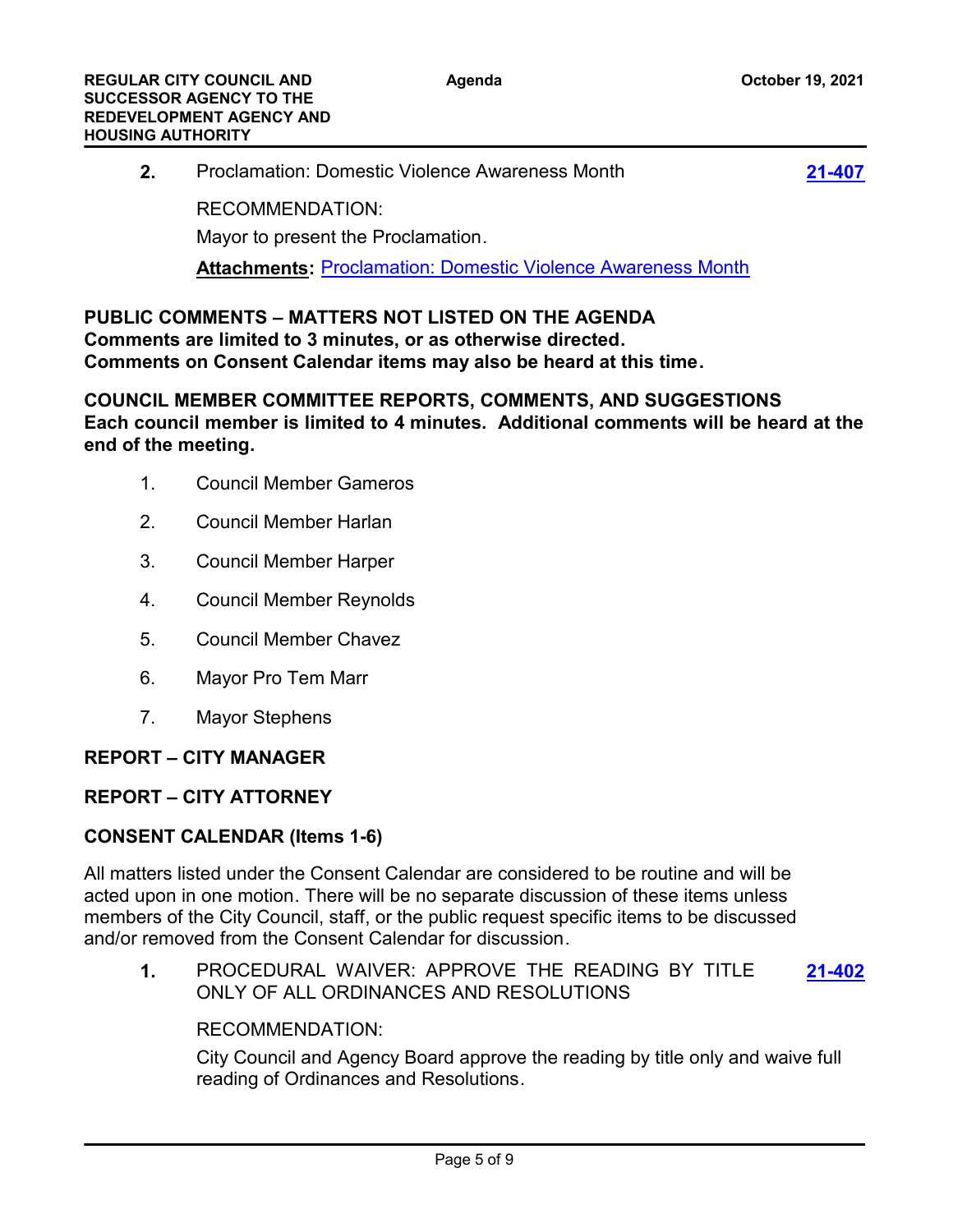**2.** Proclamation: Domestic Violence Awareness Month **21-407**

RECOMMENDATION:

Mayor to present the Proclamation.

**Attachments:** Proclamation: Domestic Violence Awareness Month

**PUBLIC COMMENTS – MATTERS NOT LISTED ON THE AGENDA**
**Comments are limited to 3 minutes, or as otherwise directed.**
**Comments on Consent Calendar items may also be heard at this time.**

**COUNCIL MEMBER COMMITTEE REPORTS, COMMENTS, AND SUGGESTIONS**
**Each council member is limited to 4 minutes. Additional comments will be heard at the end of the meeting.**

1. Council Member Gameros
2. Council Member Harlan
3. Council Member Harper
4. Council Member Reynolds
5. Council Member Chavez
6. Mayor Pro Tem Marr
7. Mayor Stephens

**REPORT – CITY MANAGER**

**REPORT – CITY ATTORNEY**

**CONSENT CALENDAR (Items 1-6)**

All matters listed under the Consent Calendar are considered to be routine and will be acted upon in one motion. There will be no separate discussion of these items unless members of the City Council, staff, or the public request specific items to be discussed and/or removed from the Consent Calendar for discussion.

**1.** PROCEDURAL WAIVER: APPROVE THE READING BY TITLE ONLY OF ALL ORDINANCES AND RESOLUTIONS **21-402**

RECOMMENDATION:

City Council and Agency Board approve the reading by title only and waive full reading of Ordinances and Resolutions.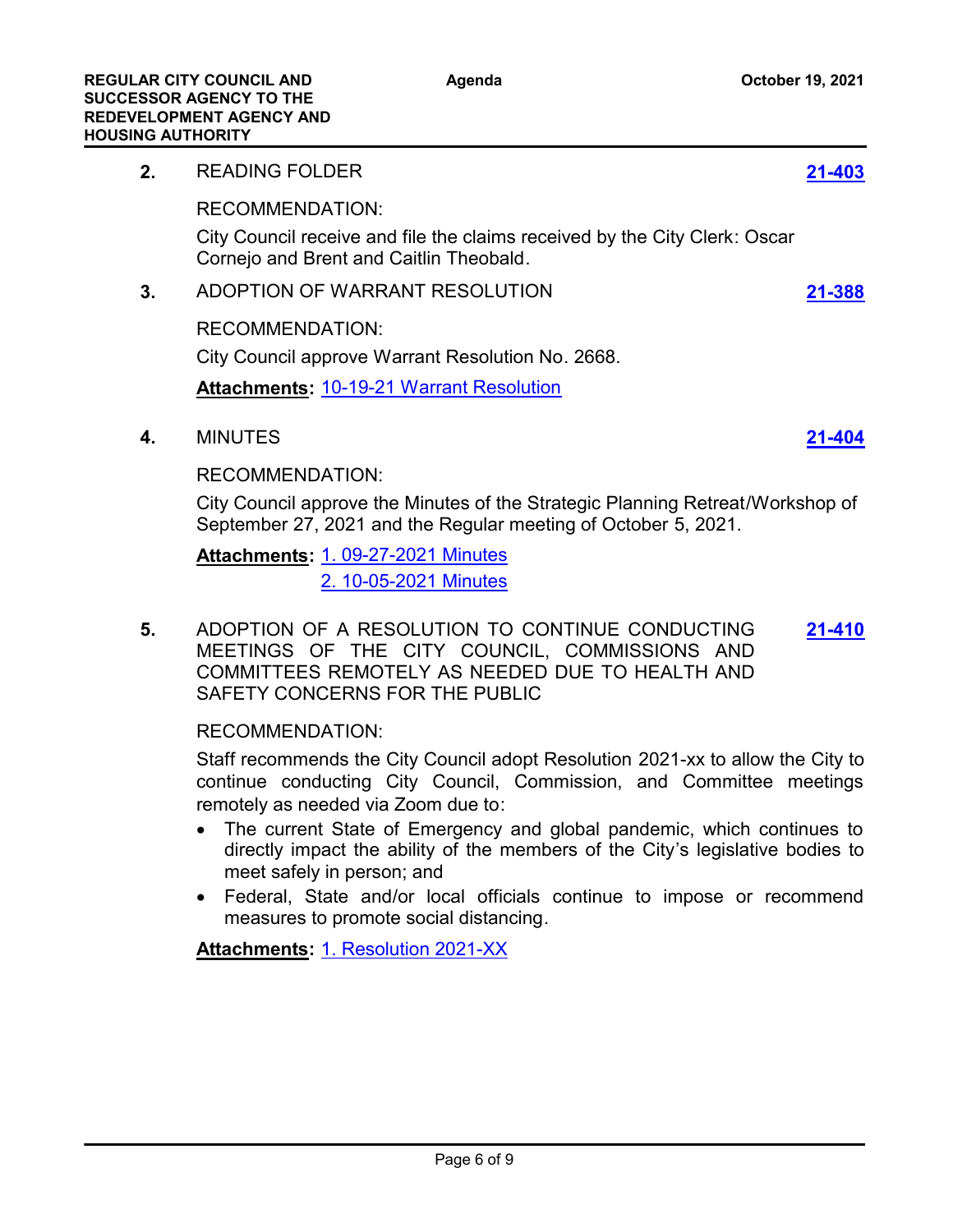**2.** READING FOLDER **21-403**

RECOMMENDATION:

City Council receive and file the claims received by the City Clerk: Oscar Cornejo and Brent and Caitlin Theobald.

**3.** ADOPTION OF WARRANT RESOLUTION **21-388**

RECOMMENDATION:

City Council approve Warrant Resolution No. 2668.

**Attachments:** 10-19-21 Warrant Resolution

**4.** MINUTES **21-404**

RECOMMENDATION:

City Council approve the Minutes of the Strategic Planning Retreat/Workshop of September 27, 2021 and the Regular meeting of October 5, 2021.

**Attachments:** 1. 09-27-2021 Minutes
2. 10-05-2021 Minutes

**5.** ADOPTION OF A RESOLUTION TO CONTINUE CONDUCTING MEETINGS OF THE CITY COUNCIL, COMMISSIONS AND COMMITTEES REMOTELY AS NEEDED DUE TO HEALTH AND SAFETY CONCERNS FOR THE PUBLIC **21-410**

RECOMMENDATION:

Staff recommends the City Council adopt Resolution 2021-xx to allow the City to continue conducting City Council, Commission, and Committee meetings remotely as needed via Zoom due to:

- The current State of Emergency and global pandemic, which continues to directly impact the ability of the members of the City's legislative bodies to meet safely in person; and
- Federal, State and/or local officials continue to impose or recommend measures to promote social distancing.

**Attachments:** 1. Resolution 2021-XX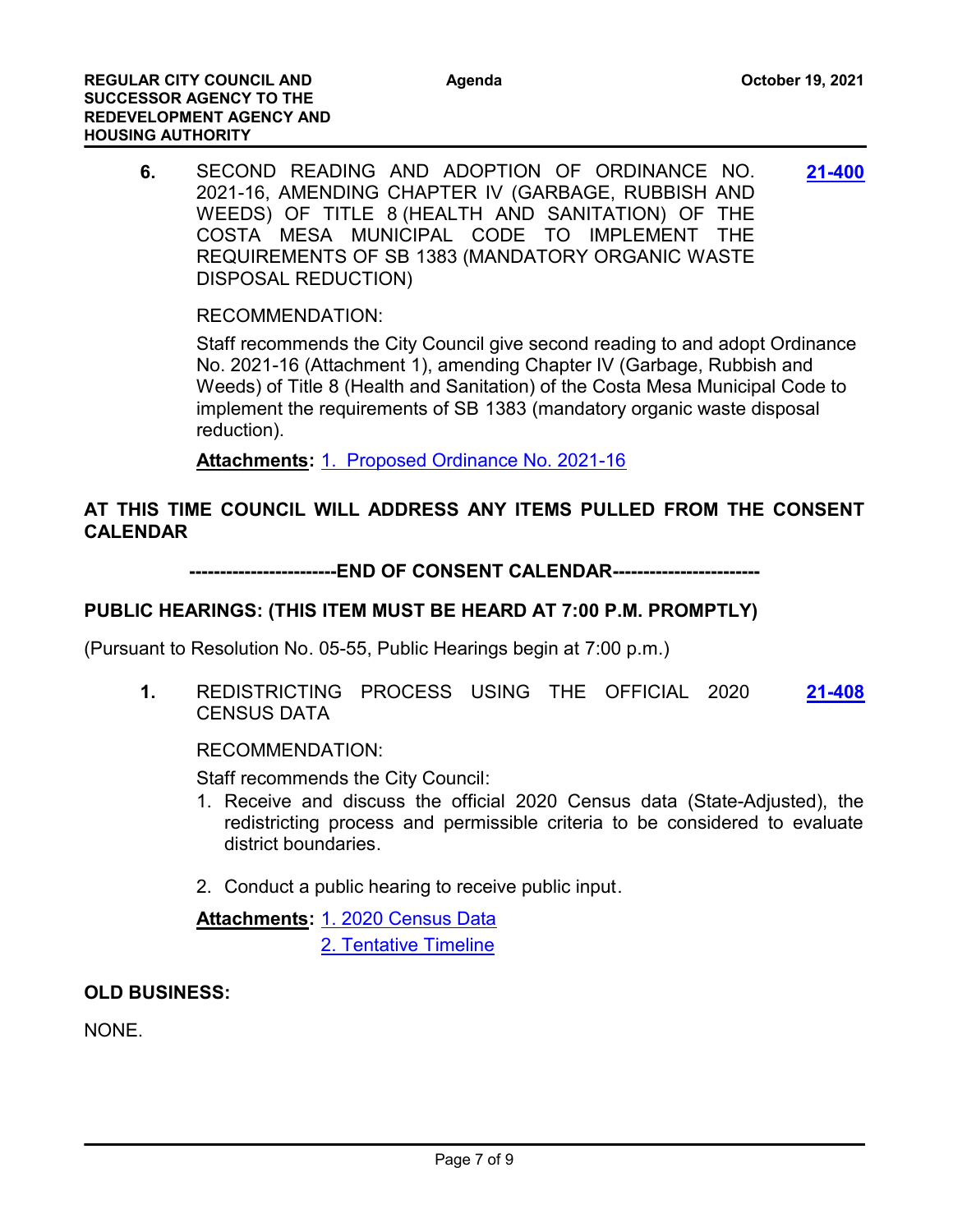**6.** SECOND READING AND ADOPTION OF ORDINANCE NO. 2021-16, AMENDING CHAPTER IV (GARBAGE, RUBBISH AND WEEDS) OF TITLE 8 (HEALTH AND SANITATION) OF THE COSTA MESA MUNICIPAL CODE TO IMPLEMENT THE REQUIREMENTS OF SB 1383 (MANDATORY ORGANIC WASTE DISPOSAL REDUCTION) **21-400**

RECOMMENDATION:

Staff recommends the City Council give second reading to and adopt Ordinance No. 2021-16 (Attachment 1), amending Chapter IV (Garbage, Rubbish and Weeds) of Title 8 (Health and Sanitation) of the Costa Mesa Municipal Code to implement the requirements of SB 1383 (mandatory organic waste disposal reduction).

**Attachments:** 1. Proposed Ordinance No. 2021-16

**AT THIS TIME COUNCIL WILL ADDRESS ANY ITEMS PULLED FROM THE CONSENT CALENDAR**

**-----------------------END OF CONSENT CALENDAR-----------------------**

## PUBLIC HEARINGS: (THIS ITEM MUST BE HEARD AT 7:00 P.M. PROMPTLY)

(Pursuant to Resolution No. 05-55, Public Hearings begin at 7:00 p.m.)

**1.** REDISTRICTING PROCESS USING THE OFFICIAL 2020 CENSUS DATA **21-408**

RECOMMENDATION:

Staff recommends the City Council:

1. Receive and discuss the official 2020 Census data (State-Adjusted), the redistricting process and permissible criteria to be considered to evaluate district boundaries.
2. Conduct a public hearing to receive public input.

**Attachments:** 1. 2020 Census Data
2. Tentative Timeline

## OLD BUSINESS:

NONE.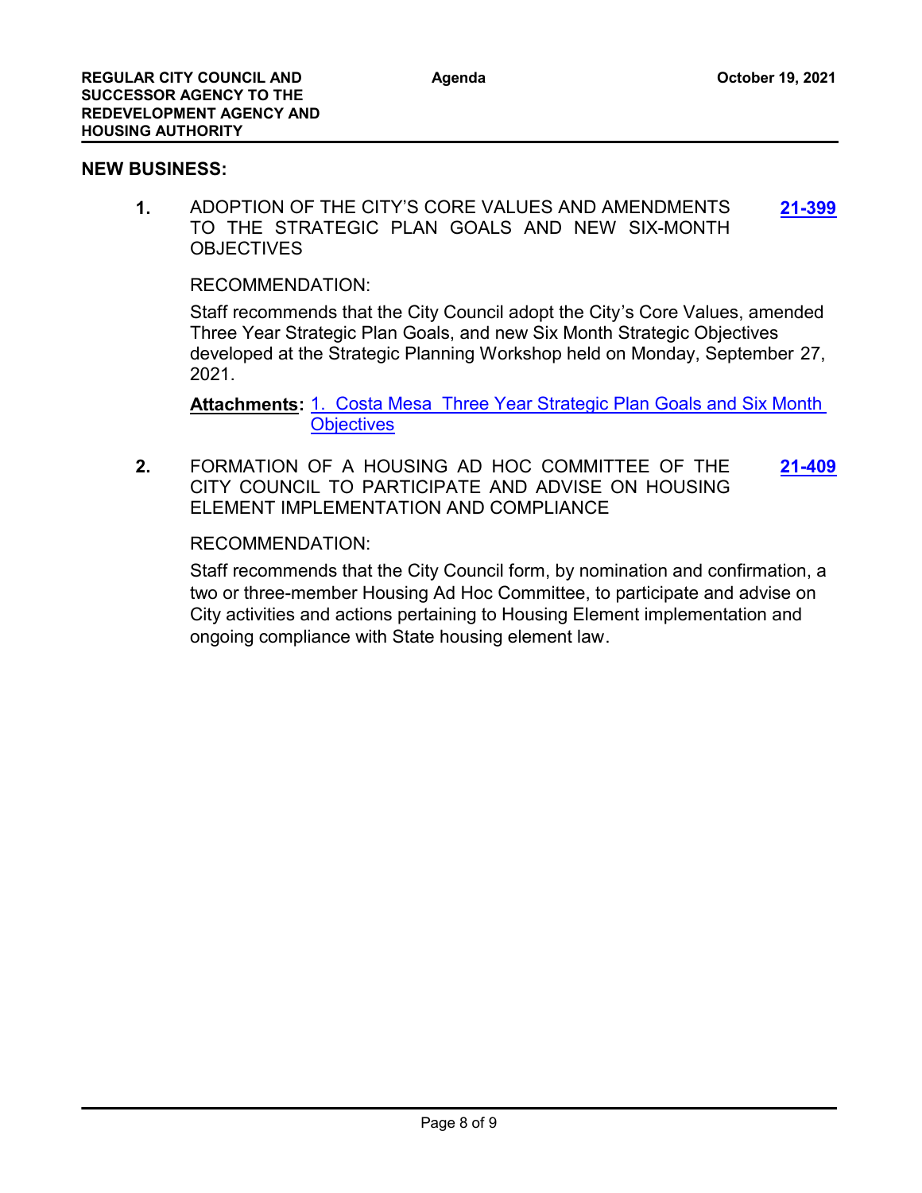## NEW BUSINESS:

**1.** ADOPTION OF THE CITY'S CORE VALUES AND AMENDMENTS TO THE STRATEGIC PLAN GOALS AND NEW SIX-MONTH OBJECTIVES **21-399**

RECOMMENDATION:

Staff recommends that the City Council adopt the City's Core Values, amended Three Year Strategic Plan Goals, and new Six Month Strategic Objectives developed at the Strategic Planning Workshop held on Monday, September 27, 2021.

**Attachments:** 1. Costa Mesa Three Year Strategic Plan Goals and Six Month Objectives

**2.** FORMATION OF A HOUSING AD HOC COMMITTEE OF THE CITY COUNCIL TO PARTICIPATE AND ADVISE ON HOUSING ELEMENT IMPLEMENTATION AND COMPLIANCE **21-409**

RECOMMENDATION:

Staff recommends that the City Council form, by nomination and confirmation, a two or three-member Housing Ad Hoc Committee, to participate and advise on City activities and actions pertaining to Housing Element implementation and ongoing compliance with State housing element law.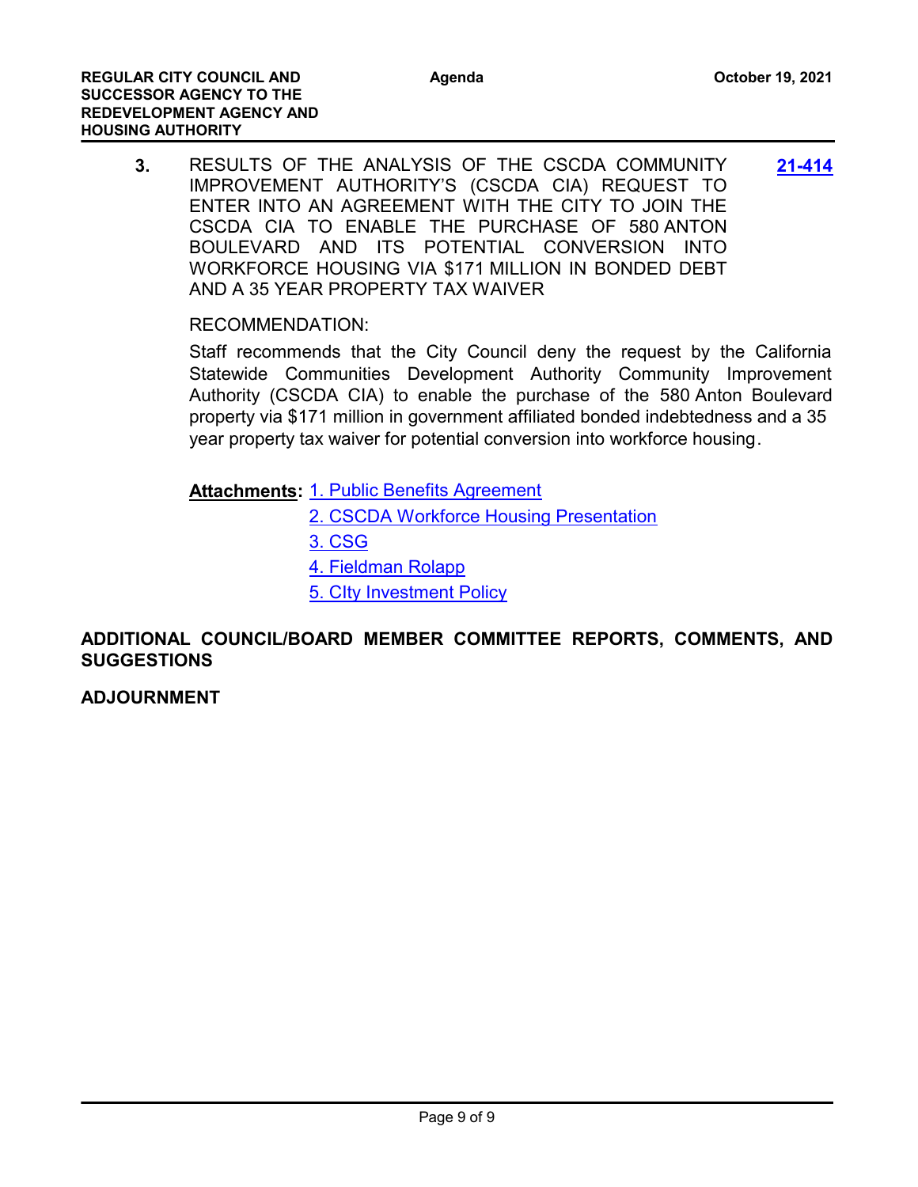**3.** RESULTS OF THE ANALYSIS OF THE CSCDA COMMUNITY IMPROVEMENT AUTHORITY'S (CSCDA CIA) REQUEST TO ENTER INTO AN AGREEMENT WITH THE CITY TO JOIN THE CSCDA CIA TO ENABLE THE PURCHASE OF 580 ANTON BOULEVARD AND ITS POTENTIAL CONVERSION INTO WORKFORCE HOUSING VIA $171 MILLION IN BONDED DEBT AND A 35 YEAR PROPERTY TAX WAIVER **21-414**

RECOMMENDATION:

Staff recommends that the City Council deny the request by the California Statewide Communities Development Authority Community Improvement Authority (CSCDA CIA) to enable the purchase of the 580 Anton Boulevard property via $171 million in government affiliated bonded indebtedness and a 35 year property tax waiver for potential conversion into workforce housing.

**Attachments:** 1. Public Benefits Agreement
2. CSCDA Workforce Housing Presentation
3. CSG
4. Fieldman Rolapp
5. CIty Investment Policy

## ADDITIONAL COUNCIL/BOARD MEMBER COMMITTEE REPORTS, COMMENTS, AND SUGGESTIONS

## ADJOURNMENT